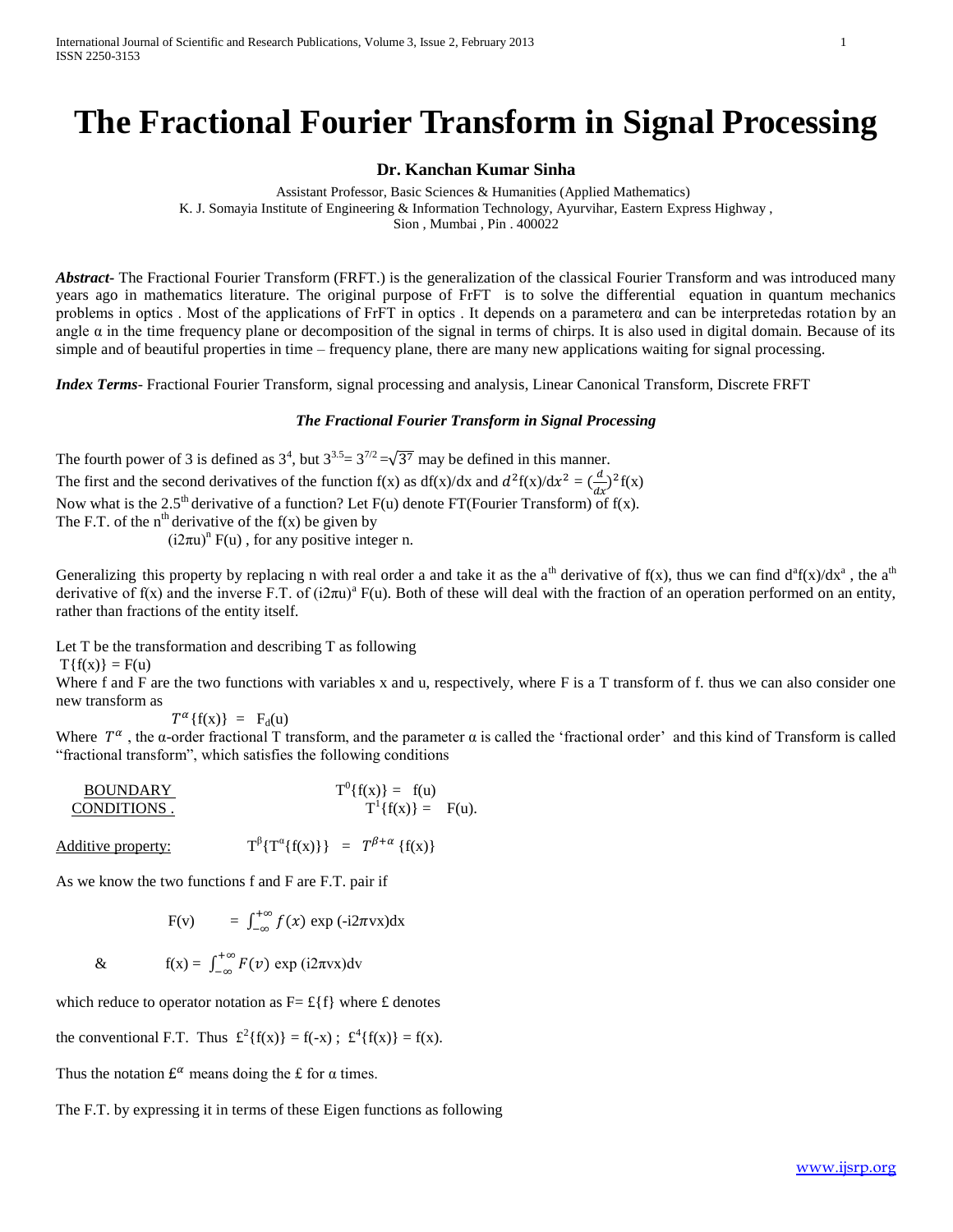# The Fractional Fourier Transform in Signal Processing

**Dr. Kanchan Kumar Sinha**

Assistant Professor, Basic Sciences & Humanities (Applied Mathematics)
K. J. Somayia Institute of Engineering & Information Technology, Ayurvihar, Eastern Express Highway ,
Sion , Mumbai , Pin . 400022

***Abstract-*** The Fractional Fourier Transform (FRFT.) is the generalization of the classical Fourier Transform and was introduced many years ago in mathematics literature. The original purpose of FrFT is to solve the differential equation in quantum mechanics problems in optics . Most of the applications of FrFT in optics . It depends on a parameterα and can be interpretedas rotation by an angle α in the time frequency plane or decomposition of the signal in terms of chirps. It is also used in digital domain. Because of its simple and of beautiful properties in time – frequency plane, there are many new applications waiting for signal processing.

***Index Terms-*** Fractional Fourier Transform, signal processing and analysis, Linear Canonical Transform, Discrete FRFT

***The Fractional Fourier Transform in Signal Processing***

The fourth power of 3 is defined as $3^4$, but $3^{3.5} = 3^{7/2} = \sqrt{3^7}$ may be defined in this manner.
The first and the second derivatives of the function f(x) as df(x)/dx and $d^2f(x)/dx^2 = (\frac{d}{dx})^2 f(x)$
Now what is the 2.5$^{th}$ derivative of a function? Let F(u) denote FT(Fourier Transform) of f(x).
The F.T. of the n$^{th}$ derivative of the f(x) be given by

$(i2\pi u)^n F(u)$ , for any positive integer n.

Generalizing this property by replacing n with real order a and take it as the a$^{th}$ derivative of f(x), thus we can find $d^a f(x)/dx^a$ , the a$^{th}$ derivative of f(x) and the inverse F.T. of $(i2\pi u)^a F(u)$. Both of these will deal with the fraction of an operation performed on an entity, rather than fractions of the entity itself.

Let T be the transformation and describing T as following

$T\{f(x)\} = F(u)$

Where f and F are the two functions with variables x and u, respectively, where F is a T transform of f. thus we can also consider one new transform as

$$T^{\alpha}\{f(x)\} = F_d(u)$$

Where $T^{\alpha}$ , the α-order fractional T transform, and the parameter α is called the 'fractional order' and this kind of Transform is called "fractional transform", which satisfies the following conditions

<u>BOUNDARY CONDITIONS .</u>

$$T^0\{f(x)\} = f(u)$$
$$T^1\{f(x)\} = F(u).$$

<u>Additive property:</u> $T^{\beta}\{T^{\alpha}\{f(x)\}\} = T^{\beta+\alpha}\{f(x)\}$

As we know the two functions f and F are F.T. pair if

$$F(v) = \int_{-\infty}^{+\infty} f(x) \exp(-i2\pi vx)dx$$

&

$$f(x) = \int_{-\infty}^{+\infty} F(v) \exp(i2\pi vx)dv$$

which reduce to operator notation as F= £{f} where £ denotes

the conventional F.T. Thus $£^2\{f(x)\} = f(-x)$ ; $£^4\{f(x)\} = f(x)$.

Thus the notation $£^{\alpha}$ means doing the £ for α times.

The F.T. by expressing it in terms of these Eigen functions as following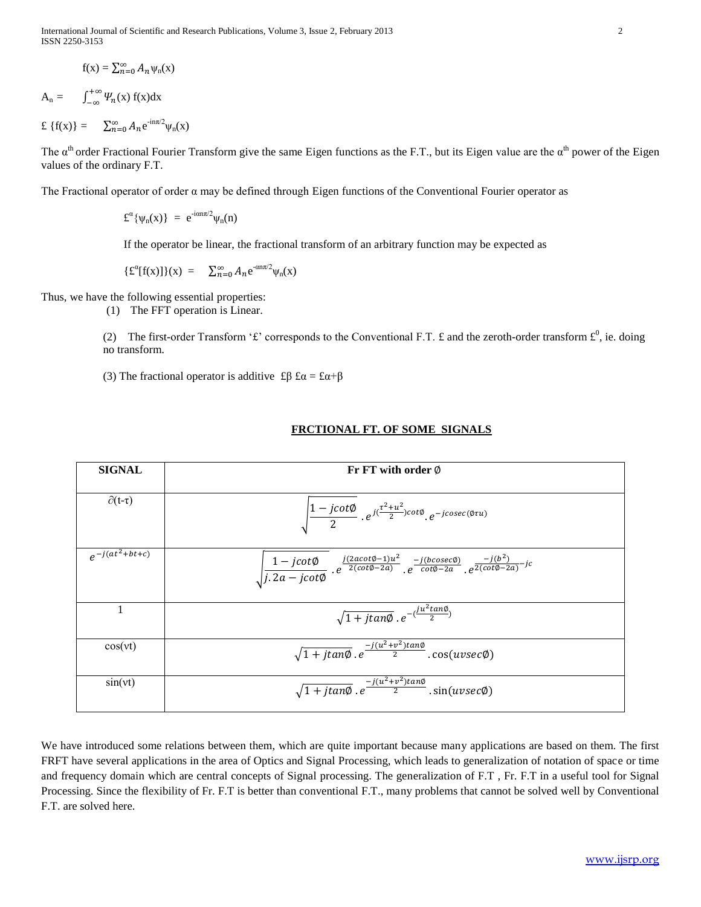$$f(x) = \sum_{n=0}^{\infty} A_n \psi_n(x)$$

$$A_n = \int_{-\infty}^{+\infty} \Psi_n(x)\, f(x) dx$$

$$£\{f(x)\} = \sum_{n=0}^{\infty} A_n e^{-in\pi/2} \psi_n(x)$$

The $\alpha^{th}$ order Fractional Fourier Transform give the same Eigen functions as the F.T., but its Eigen value are the $\alpha^{th}$ power of the Eigen values of the ordinary F.T.

The Fractional operator of order α may be defined through Eigen functions of the Conventional Fourier operator as

$$£^{\alpha}\{\psi_n(x)\} = e^{-i\alpha n\pi/2}\psi_n(n)$$

If the operator be linear, the fractional transform of an arbitrary function may be expected as

$$\{£^{\alpha}[f(x)]\}(x) = \sum_{n=0}^{\infty} A_n e^{-\alpha n\pi/2} \psi_n(x)$$

Thus, we have the following essential properties:

(1) The FFT operation is Linear.

(2) The first-order Transform '£' corresponds to the Conventional F.T. £ and the zeroth-order transform $£^0$, ie. doing no transform.

(3) The fractional operator is additive $£\beta\ £\alpha = £\alpha+\beta$

## FRCTIONAL FT. OF SOME SIGNALS

| SIGNAL | Fr FT with order $\emptyset$ |
|---|---|
| $\partial(t-\tau)$ | $\sqrt{\frac{1-jcot\emptyset}{2}}\ .\ e^{j(\frac{\tau^2+u^2}{2})cot\emptyset}.\ e^{-jcosec(\emptyset\tau u)}$ |
| $e^{-j(at^2+bt+c)}$ | $\sqrt{\frac{1-jcot\emptyset}{j.2a-jcot\emptyset}}\ .\ e^{\frac{j(2acot\emptyset-1)u^2}{2(cot\emptyset-2a)}}\ .\ e^{\frac{-j(bcosec\emptyset)}{cot\emptyset-2a}}\ .\ e^{\frac{-j(b^2)}{2(cot\emptyset-2a)}-jc}$ |
| 1 | $\sqrt{1+jtan\emptyset}\ .\ e^{-(\frac{ju^2tan\emptyset}{2})}$ |
| $\cos(\nu t)$ | $\sqrt{1+jtan\emptyset}\ .\ e^{\frac{-j(u^2+v^2)tan\emptyset}{2}}.\cos(uvsec\emptyset)$ |
| $\sin(\nu t)$ | $\sqrt{1+jtan\emptyset}\ .\ e^{\frac{-j(u^2+v^2)tan\emptyset}{2}}.\sin(uvsec\emptyset)$ |

We have introduced some relations between them, which are quite important because many applications are based on them. The first FRFT have several applications in the area of Optics and Signal Processing, which leads to generalization of notation of space or time and frequency domain which are central concepts of Signal processing. The generalization of F.T , Fr. F.T in a useful tool for Signal Processing. Since the flexibility of Fr. F.T is better than conventional F.T., many problems that cannot be solved well by Conventional F.T. are solved here.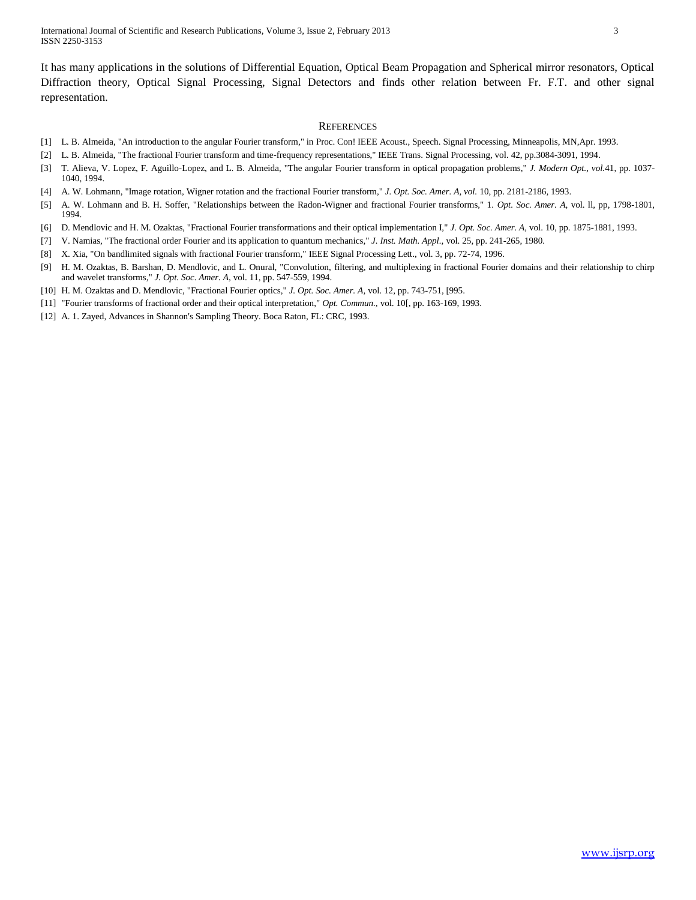It has many applications in the solutions of Differential Equation, Optical Beam Propagation and Spherical mirror resonators, Optical Diffraction theory, Optical Signal Processing, Signal Detectors and finds other relation between Fr. F.T. and other signal representation.

## REFERENCES

[1] L. B. Almeida, "An introduction to the angular Fourier transform," in Proc. Con! IEEE Acoust., Speech. Signal Processing, Minneapolis, MN,Apr. 1993.

[2] L. B. Almeida, "The fractional Fourier transform and time-frequency representations," IEEE Trans. Signal Processing, vol. 42, pp.3084-3091, 1994.

[3] T. Alieva, V. Lopez, F. Aguillo-Lopez, and L. B. Almeida, "The angular Fourier transform in optical propagation problems," *J. Modern Opt., vol.*41, pp. 1037-1040, 1994.

[4] A. W. Lohmann, "Image rotation, Wigner rotation and the fractional Fourier transform," *J. Opt. Soc. Amer. A, vol.* 10, pp. 2181-2186, 1993.

[5] A. W. Lohmann and B. H. Soffer, "Relationships between the Radon-Wigner and fractional Fourier transforms," 1. *Opt. Soc. Amer. A*, vol. ll, pp, 1798-1801, 1994.

[6] D. Mendlovic and H. M. Ozaktas, "Fractional Fourier transformations and their optical implementation I," *J. Opt. Soc. Amer. A*, vol. 10, pp. 1875-1881, 1993.

[7] V. Namias, "The fractional order Fourier and its application to quantum mechanics," *J. Inst. Math. Appl.*, vol. 25, pp. 241-265, 1980.

[8] X. Xia, "On bandlimited signals with fractional Fourier transform," IEEE Signal Processing Lett., vol. 3, pp. 72-74, 1996.

[9] H. M. Ozaktas, B. Barshan, D. Mendlovic, and L. Onural, "Convolution, filtering, and multiplexing in fractional Fourier domains and their relationship to chirp and wavelet transforms," *J. Opt. Soc. Amer. A*, vol. 11, pp. 547-559, 1994.

[10] H. M. Ozaktas and D. Mendlovic, "Fractional Fourier optics," *J. Opt. Soc. Amer. A*, vol. 12, pp. 743-751, [995.

[11] "Fourier transforms of fractional order and their optical interpretation," *Opt. Commun.*, vol. 10[, pp. 163-169, 1993.

[12] A. 1. Zayed, Advances in Shannon's Sampling Theory. Boca Raton, FL: CRC, 1993.